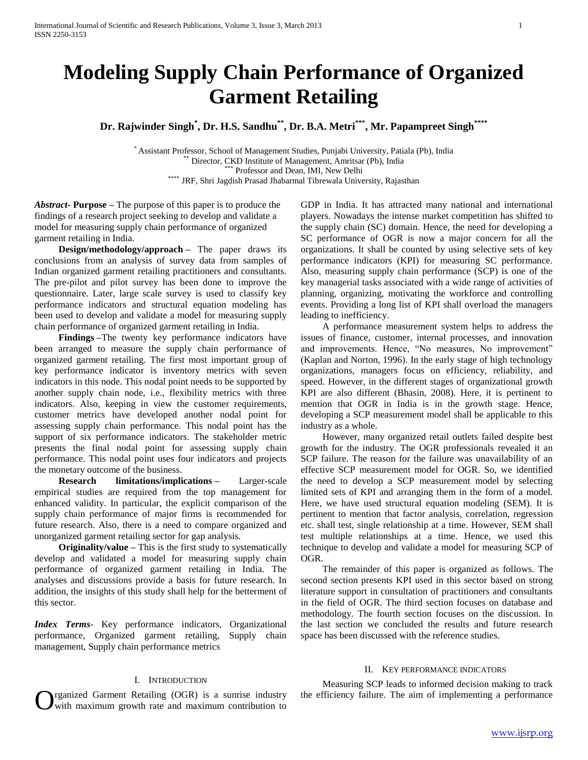# Modeling Supply Chain Performance of Organized Garment Retailing

**Dr. Rajwinder Singh[*], Dr. H.S. Sandhu[**], Dr. B.A. Metri[***], Mr. Papampreet Singh[****]**

[*] Assistant Professor, School of Management Studies, Punjabi University, Patiala (Pb), India
[**] Director, CKD Institute of Management, Amritsar (Pb), India
[***] Professor and Dean, IMI, New Delhi
[****] JRF, Shri Jagdish Prasad Jhabarmal Tibrewala University, Rajasthan

***Abstract***- **Purpose –** The purpose of this paper is to produce the findings of a research project seeking to develop and validate a model for measuring supply chain performance of organized garment retailing in India.

**Design/methodology/approach –** The paper draws its conclusions from an analysis of survey data from samples of Indian organized garment retailing practitioners and consultants. The pre-pilot and pilot survey has been done to improve the questionnaire. Later, large scale survey is used to classify key performance indicators and structural equation modeling has been used to develop and validate a model for measuring supply chain performance of organized garment retailing in India.

**Findings –**The twenty key performance indicators have been arranged to measure the supply chain performance of organized garment retailing. The first most important group of key performance indicator is inventory metrics with seven indicators in this node. This nodal point needs to be supported by another supply chain node, i.e., flexibility metrics with three indicators. Also, keeping in view the customer requirements, customer metrics have developed another nodal point for assessing supply chain performance. This nodal point has the support of six performance indicators. The stakeholder metric presents the final nodal point for assessing supply chain performance. This nodal point uses four indicators and projects the monetary outcome of the business.

**Research limitations/implications –** Larger-scale empirical studies are required from the top management for enhanced validity. In particular, the explicit comparison of the supply chain performance of major firms is recommended for future research. Also, there is a need to compare organized and unorganized garment retailing sector for gap analysis.

**Originality/value –** This is the first study to systematically develop and validated a model for measuring supply chain performance of organized garment retailing in India. The analyses and discussions provide a basis for future research. In addition, the insights of this study shall help for the betterment of this sector.

***Index Terms***- Key performance indicators, Organizational performance, Organized garment retailing, Supply chain management, Supply chain performance metrics

## I. Introduction

Organized Garment Retailing (OGR) is a sunrise industry with maximum growth rate and maximum contribution to GDP in India. It has attracted many national and international players. Nowadays the intense market competition has shifted to the supply chain (SC) domain. Hence, the need for developing a SC performance of OGR is now a major concern for all the organizations. It shall be counted by using selective sets of key performance indicators (KPI) for measuring SC performance. Also, measuring supply chain performance (SCP) is one of the key managerial tasks associated with a wide range of activities of planning, organizing, motivating the workforce and controlling events. Providing a long list of KPI shall overload the managers leading to inefficiency.

A performance measurement system helps to address the issues of finance, customer, internal processes, and innovation and improvements. Hence, "No measures, No improvement" (Kaplan and Norton, 1996). In the early stage of high technology organizations, managers focus on efficiency, reliability, and speed. However, in the different stages of organizational growth KPI are also different (Bhasin, 2008). Here, it is pertinent to mention that OGR in India is in the growth stage. Hence, developing a SCP measurement model shall be applicable to this industry as a whole.

However, many organized retail outlets failed despite best growth for the industry. The OGR professionals revealed it an SCP failure. The reason for the failure was unavailability of an effective SCP measurement model for OGR. So, we identified the need to develop a SCP measurement model by selecting limited sets of KPI and arranging them in the form of a model. Here, we have used structural equation modeling (SEM). It is pertinent to mention that factor analysis, correlation, regression etc. shall test, single relationship at a time. However, SEM shall test multiple relationships at a time. Hence, we used this technique to develop and validate a model for measuring SCP of OGR.

The remainder of this paper is organized as follows. The second section presents KPI used in this sector based on strong literature support in consultation of practitioners and consultants in the field of OGR. The third section focuses on database and methodology. The fourth section focuses on the discussion. In the last section we concluded the results and future research space has been discussed with the reference studies.

## II. Key Performance Indicators

Measuring SCP leads to informed decision making to track the efficiency failure. The aim of implementing a performance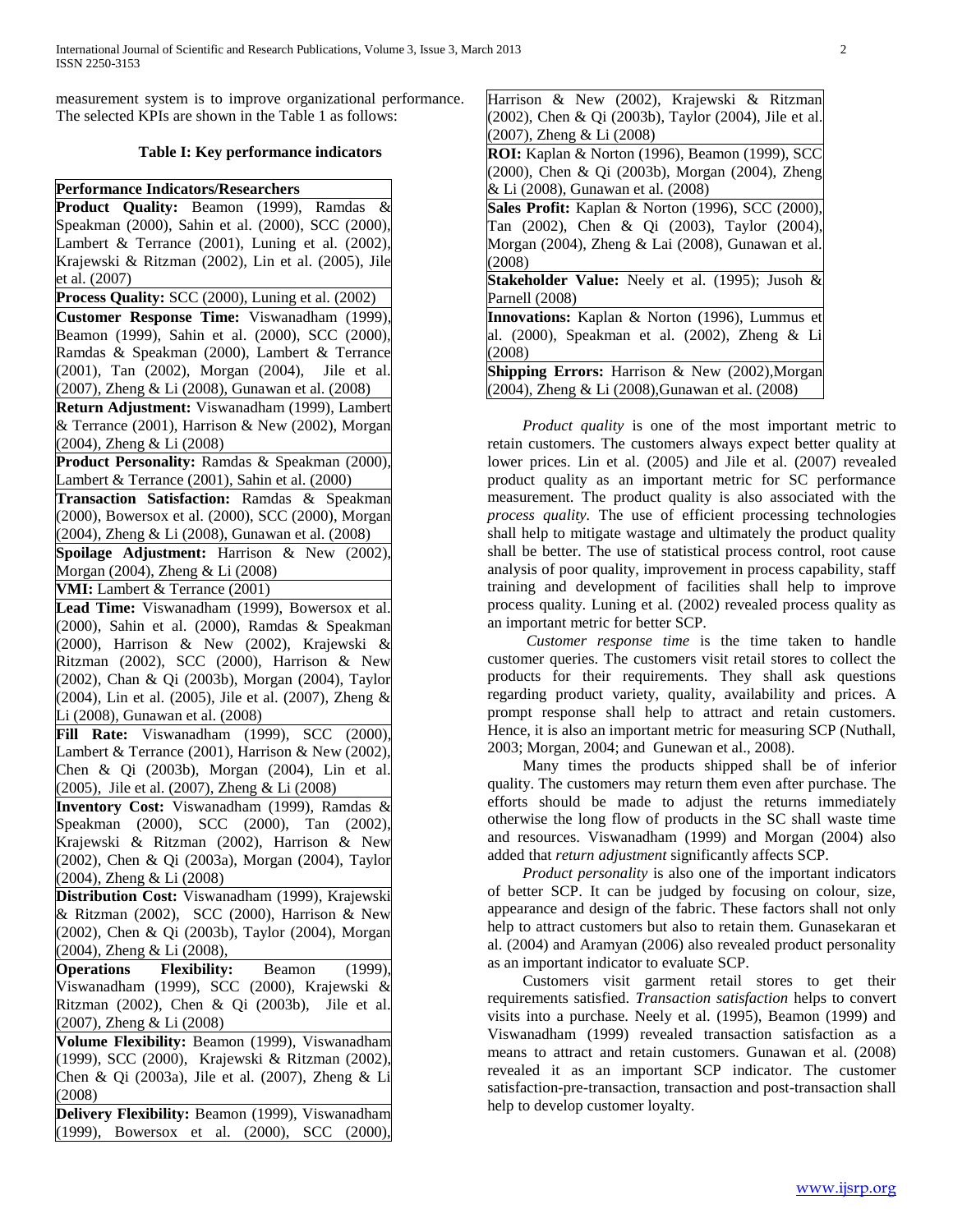measurement system is to improve organizational performance. The selected KPIs are shown in the Table 1 as follows:

**Table I: Key performance indicators**

| Performance Indicators/Researchers |
|---|
| **Product Quality:** Beamon (1999), Ramdas & Speakman (2000), Sahin et al. (2000), SCC (2000), Lambert & Terrance (2001), Luning et al. (2002), Krajewski & Ritzman (2002), Lin et al. (2005), Jile et al. (2007) |
| **Process Quality:** SCC (2000), Luning et al. (2002) |
| **Customer Response Time:** Viswanadham (1999), Beamon (1999), Sahin et al. (2000), SCC (2000), Ramdas & Speakman (2000), Lambert & Terrance (2001), Tan (2002), Morgan (2004), Jile et al. (2007), Zheng & Li (2008), Gunawan et al. (2008) |
| **Return Adjustment:** Viswanadham (1999), Lambert & Terrance (2001), Harrison & New (2002), Morgan (2004), Zheng & Li (2008) |
| **Product Personality:** Ramdas & Speakman (2000), Lambert & Terrance (2001), Sahin et al. (2000) |
| **Transaction Satisfaction:** Ramdas & Speakman (2000), Bowersox et al. (2000), SCC (2000), Morgan (2004), Zheng & Li (2008), Gunawan et al. (2008) |
| **Spoilage Adjustment:** Harrison & New (2002), Morgan (2004), Zheng & Li (2008) |
| **VMI:** Lambert & Terrance (2001) |
| **Lead Time:** Viswanadham (1999), Bowersox et al. (2000), Sahin et al. (2000), Ramdas & Speakman (2000), Harrison & New (2002), Krajewski & Ritzman (2002), SCC (2000), Harrison & New (2002), Chan & Qi (2003b), Morgan (2004), Taylor (2004), Lin et al. (2005), Jile et al. (2007), Zheng & Li (2008), Gunawan et al. (2008) |
| **Fill Rate:** Viswanadham (1999), SCC (2000), Lambert & Terrance (2001), Harrison & New (2002), Chen & Qi (2003b), Morgan (2004), Lin et al. (2005), Jile et al. (2007), Zheng & Li (2008) |
| **Inventory Cost:** Viswanadham (1999), Ramdas & Speakman (2000), SCC (2000), Tan (2002), Krajewski & Ritzman (2002), Harrison & New (2002), Chen & Qi (2003a), Morgan (2004), Taylor (2004), Zheng & Li (2008) |
| **Distribution Cost:** Viswanadham (1999), Krajewski & Ritzman (2002), SCC (2000), Harrison & New (2002), Chen & Qi (2003b), Taylor (2004), Morgan (2004), Zheng & Li (2008), |
| **Operations Flexibility:** Beamon (1999), Viswanadham (1999), SCC (2000), Krajewski & Ritzman (2002), Chen & Qi (2003b), Jile et al. (2007), Zheng & Li (2008) |
| **Volume Flexibility:** Beamon (1999), Viswanadham (1999), SCC (2000), Krajewski & Ritzman (2002), Chen & Qi (2003a), Jile et al. (2007), Zheng & Li (2008) |
| **Delivery Flexibility:** Beamon (1999), Viswanadham (1999), Bowersox et al. (2000), SCC (2000), Harrison & New (2002), Krajewski & Ritzman (2002), Chen & Qi (2003b), Taylor (2004), Jile et al. (2007), Zheng & Li (2008) |
| **ROI:** Kaplan & Norton (1996), Beamon (1999), SCC (2000), Chen & Qi (2003b), Morgan (2004), Zheng & Li (2008), Gunawan et al. (2008) |
| **Sales Profit:** Kaplan & Norton (1996), SCC (2000), Tan (2002), Chen & Qi (2003), Taylor (2004), Morgan (2004), Zheng & Lai (2008), Gunawan et al. (2008) |
| **Stakeholder Value:** Neely et al. (1995); Jusoh & Parnell (2008) |
| **Innovations:** Kaplan & Norton (1996), Lummus et al. (2000), Speakman et al. (2002), Zheng & Li (2008) |
| **Shipping Errors:** Harrison & New (2002),Morgan (2004), Zheng & Li (2008),Gunawan et al. (2008) |

*Product quality* is one of the most important metric to retain customers. The customers always expect better quality at lower prices. Lin et al. (2005) and Jile et al. (2007) revealed product quality as an important metric for SC performance measurement. The product quality is also associated with the *process quality*. The use of efficient processing technologies shall help to mitigate wastage and ultimately the product quality shall be better. The use of statistical process control, root cause analysis of poor quality, improvement in process capability, staff training and development of facilities shall help to improve process quality. Luning et al. (2002) revealed process quality as an important metric for better SCP.

*Customer response time* is the time taken to handle customer queries. The customers visit retail stores to collect the products for their requirements. They shall ask questions regarding product variety, quality, availability and prices. A prompt response shall help to attract and retain customers. Hence, it is also an important metric for measuring SCP (Nuthall, 2003; Morgan, 2004; and Gunewan et al., 2008).

Many times the products shipped shall be of inferior quality. The customers may return them even after purchase. The efforts should be made to adjust the returns immediately otherwise the long flow of products in the SC shall waste time and resources. Viswanadham (1999) and Morgan (2004) also added that *return adjustment* significantly affects SCP.

*Product personality* is also one of the important indicators of better SCP. It can be judged by focusing on colour, size, appearance and design of the fabric. These factors shall not only help to attract customers but also to retain them. Gunasekaran et al. (2004) and Aramyan (2006) also revealed product personality as an important indicator to evaluate SCP.

Customers visit garment retail stores to get their requirements satisfied. *Transaction satisfaction* helps to convert visits into a purchase. Neely et al. (1995), Beamon (1999) and Viswanadham (1999) revealed transaction satisfaction as a means to attract and retain customers. Gunawan et al. (2008) revealed it as an important SCP indicator. The customer satisfaction-pre-transaction, transaction and post-transaction shall help to develop customer loyalty.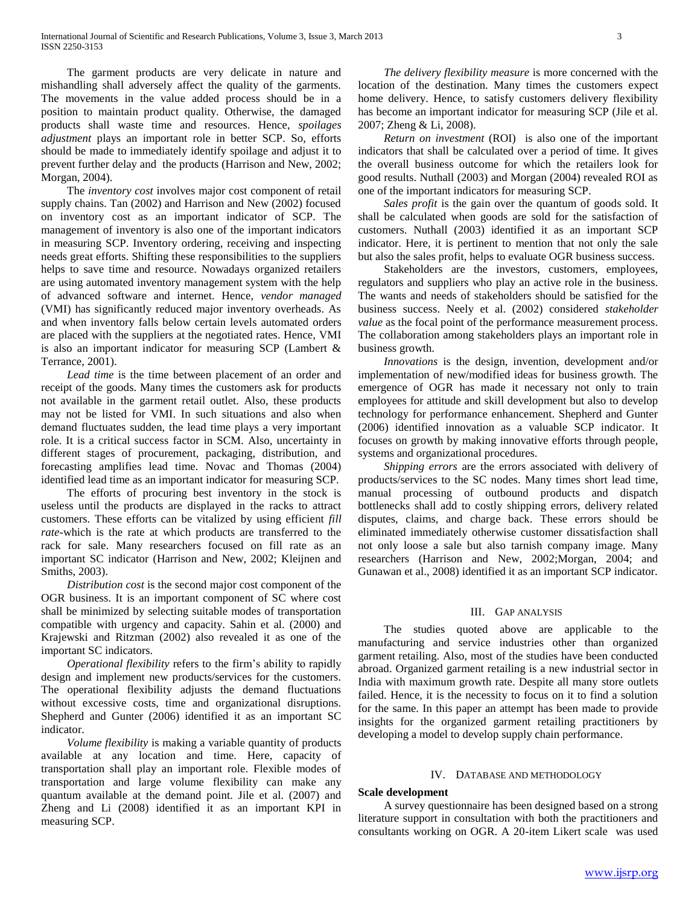The garment products are very delicate in nature and mishandling shall adversely affect the quality of the garments. The movements in the value added process should be in a position to maintain product quality. Otherwise, the damaged products shall waste time and resources. Hence, *spoilages adjustment* plays an important role in better SCP. So, efforts should be made to immediately identify spoilage and adjust it to prevent further delay and the products (Harrison and New, 2002; Morgan, 2004).

The *inventory cost* involves major cost component of retail supply chains. Tan (2002) and Harrison and New (2002) focused on inventory cost as an important indicator of SCP. The management of inventory is also one of the important indicators in measuring SCP. Inventory ordering, receiving and inspecting needs great efforts. Shifting these responsibilities to the suppliers helps to save time and resource. Nowadays organized retailers are using automated inventory management system with the help of advanced software and internet. Hence, *vendor managed* (VMI) has significantly reduced major inventory overheads. As and when inventory falls below certain levels automated orders are placed with the suppliers at the negotiated rates. Hence, VMI is also an important indicator for measuring SCP (Lambert & Terrance, 2001).

*Lead time* is the time between placement of an order and receipt of the goods. Many times the customers ask for products not available in the garment retail outlet. Also, these products may not be listed for VMI. In such situations and also when demand fluctuates sudden, the lead time plays a very important role. It is a critical success factor in SCM. Also, uncertainty in different stages of procurement, packaging, distribution, and forecasting amplifies lead time. Novac and Thomas (2004) identified lead time as an important indicator for measuring SCP.

The efforts of procuring best inventory in the stock is useless until the products are displayed in the racks to attract customers. These efforts can be vitalized by using efficient *fill rate*-which is the rate at which products are transferred to the rack for sale. Many researchers focused on fill rate as an important SC indicator (Harrison and New, 2002; Kleijnen and Smiths, 2003).

*Distribution cost* is the second major cost component of the OGR business. It is an important component of SC where cost shall be minimized by selecting suitable modes of transportation compatible with urgency and capacity. Sahin et al. (2000) and Krajewski and Ritzman (2002) also revealed it as one of the important SC indicators.

*Operational flexibility* refers to the firm's ability to rapidly design and implement new products/services for the customers. The operational flexibility adjusts the demand fluctuations without excessive costs, time and organizational disruptions. Shepherd and Gunter (2006) identified it as an important SC indicator.

*Volume flexibility* is making a variable quantity of products available at any location and time. Here, capacity of transportation shall play an important role. Flexible modes of transportation and large volume flexibility can make any quantum available at the demand point. Jile et al. (2007) and Zheng and Li (2008) identified it as an important KPI in measuring SCP.

*The delivery flexibility measure* is more concerned with the location of the destination. Many times the customers expect home delivery. Hence, to satisfy customers delivery flexibility has become an important indicator for measuring SCP (Jile et al. 2007; Zheng & Li, 2008).

*Return on investment* (ROI) is also one of the important indicators that shall be calculated over a period of time. It gives the overall business outcome for which the retailers look for good results. Nuthall (2003) and Morgan (2004) revealed ROI as one of the important indicators for measuring SCP.

*Sales profit* is the gain over the quantum of goods sold. It shall be calculated when goods are sold for the satisfaction of customers. Nuthall (2003) identified it as an important SCP indicator. Here, it is pertinent to mention that not only the sale but also the sales profit, helps to evaluate OGR business success.

Stakeholders are the investors, customers, employees, regulators and suppliers who play an active role in the business. The wants and needs of stakeholders should be satisfied for the business success. Neely et al. (2002) considered *stakeholder value* as the focal point of the performance measurement process. The collaboration among stakeholders plays an important role in business growth.

*Innovations* is the design, invention, development and/or implementation of new/modified ideas for business growth. The emergence of OGR has made it necessary not only to train employees for attitude and skill development but also to develop technology for performance enhancement. Shepherd and Gunter (2006) identified innovation as a valuable SCP indicator. It focuses on growth by making innovative efforts through people, systems and organizational procedures.

*Shipping errors* are the errors associated with delivery of products/services to the SC nodes. Many times short lead time, manual processing of outbound products and dispatch bottlenecks shall add to costly shipping errors, delivery related disputes, claims, and charge back. These errors should be eliminated immediately otherwise customer dissatisfaction shall not only loose a sale but also tarnish company image. Many researchers (Harrison and New, 2002;Morgan, 2004; and Gunawan et al., 2008) identified it as an important SCP indicator.

## III. Gap Analysis

The studies quoted above are applicable to the manufacturing and service industries other than organized garment retailing. Also, most of the studies have been conducted abroad. Organized garment retailing is a new industrial sector in India with maximum growth rate. Despite all many store outlets failed. Hence, it is the necessity to focus on it to find a solution for the same. In this paper an attempt has been made to provide insights for the organized garment retailing practitioners by developing a model to develop supply chain performance.

## IV. Database and Methodology

### Scale development

A survey questionnaire has been designed based on a strong literature support in consultation with both the practitioners and consultants working on OGR. A 20-item Likert scale was used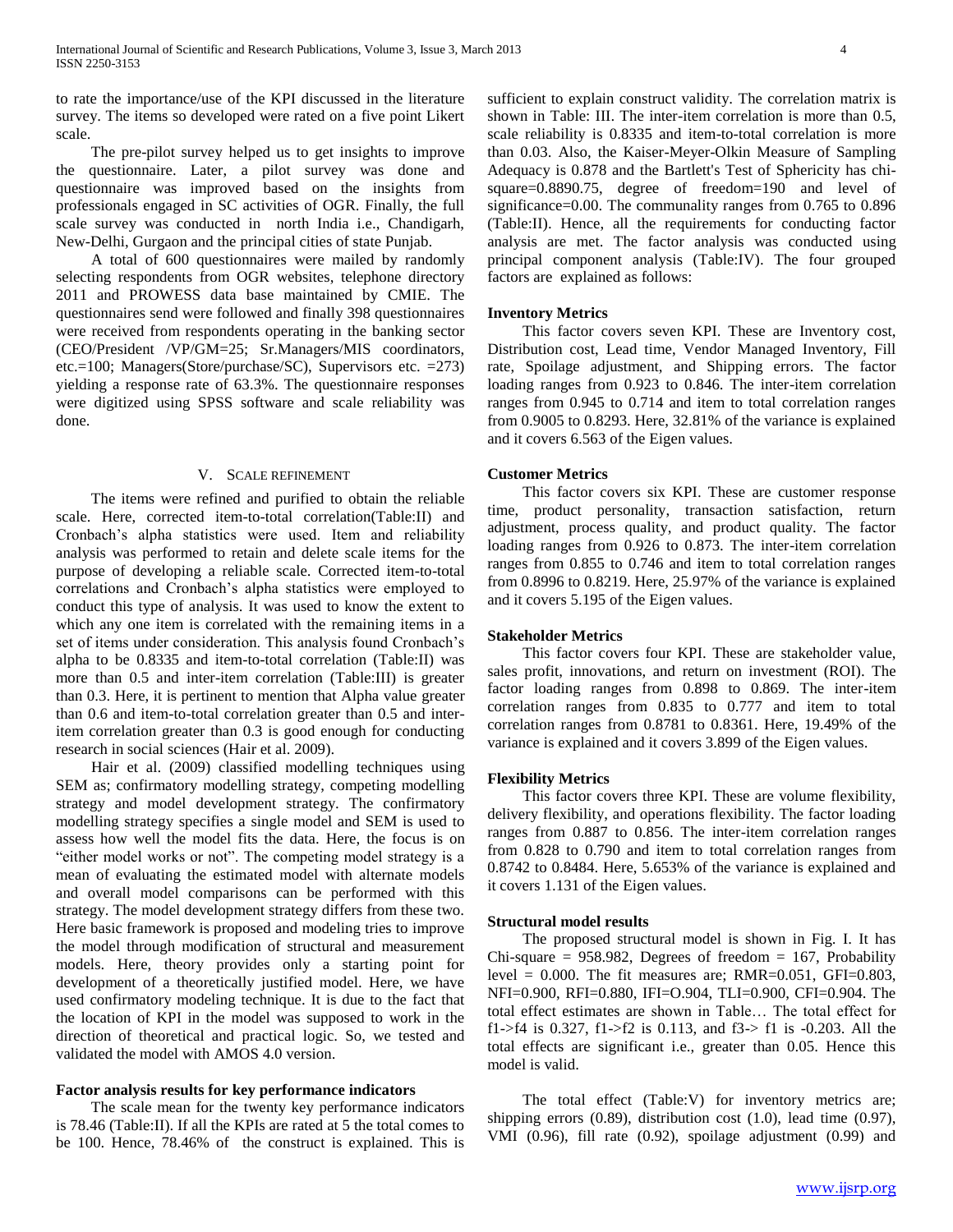to rate the importance/use of the KPI discussed in the literature survey. The items so developed were rated on a five point Likert scale.

The pre-pilot survey helped us to get insights to improve the questionnaire. Later, a pilot survey was done and questionnaire was improved based on the insights from professionals engaged in SC activities of OGR. Finally, the full scale survey was conducted in north India i.e., Chandigarh, New-Delhi, Gurgaon and the principal cities of state Punjab.

A total of 600 questionnaires were mailed by randomly selecting respondents from OGR websites, telephone directory 2011 and PROWESS data base maintained by CMIE. The questionnaires send were followed and finally 398 questionnaires were received from respondents operating in the banking sector (CEO/President /VP/GM=25; Sr.Managers/MIS coordinators, etc.=100; Managers(Store/purchase/SC), Supervisors etc. =273) yielding a response rate of 63.3%. The questionnaire responses were digitized using SPSS software and scale reliability was done.

## V. Scale Refinement

The items were refined and purified to obtain the reliable scale. Here, corrected item-to-total correlation(Table:II) and Cronbach's alpha statistics were used. Item and reliability analysis was performed to retain and delete scale items for the purpose of developing a reliable scale. Corrected item-to-total correlations and Cronbach's alpha statistics were employed to conduct this type of analysis. It was used to know the extent to which any one item is correlated with the remaining items in a set of items under consideration. This analysis found Cronbach's alpha to be 0.8335 and item-to-total correlation (Table:II) was more than 0.5 and inter-item correlation (Table:III) is greater than 0.3. Here, it is pertinent to mention that Alpha value greater than 0.6 and item-to-total correlation greater than 0.5 and inter-item correlation greater than 0.3 is good enough for conducting research in social sciences (Hair et al. 2009).

Hair et al. (2009) classified modelling techniques using SEM as; confirmatory modelling strategy, competing modelling strategy and model development strategy. The confirmatory modelling strategy specifies a single model and SEM is used to assess how well the model fits the data. Here, the focus is on "either model works or not". The competing model strategy is a mean of evaluating the estimated model with alternate models and overall model comparisons can be performed with this strategy. The model development strategy differs from these two. Here basic framework is proposed and modeling tries to improve the model through modification of structural and measurement models. Here, theory provides only a starting point for development of a theoretically justified model. Here, we have used confirmatory modeling technique. It is due to the fact that the location of KPI in the model was supposed to work in the direction of theoretical and practical logic. So, we tested and validated the model with AMOS 4.0 version.

### Factor analysis results for key performance indicators

The scale mean for the twenty key performance indicators is 78.46 (Table:II). If all the KPIs are rated at 5 the total comes to be 100. Hence, 78.46% of the construct is explained. This is sufficient to explain construct validity. The correlation matrix is shown in Table: III. The inter-item correlation is more than 0.5, scale reliability is 0.8335 and item-to-total correlation is more than 0.03. Also, the Kaiser-Meyer-Olkin Measure of Sampling Adequacy is 0.878 and the Bartlett's Test of Sphericity has chi-square=0.8890.75, degree of freedom=190 and level of significance=0.00. The communality ranges from 0.765 to 0.896 (Table:II). Hence, all the requirements for conducting factor analysis are met. The factor analysis was conducted using principal component analysis (Table:IV). The four grouped factors are explained as follows:

### Inventory Metrics

This factor covers seven KPI. These are Inventory cost, Distribution cost, Lead time, Vendor Managed Inventory, Fill rate, Spoilage adjustment, and Shipping errors. The factor loading ranges from 0.923 to 0.846. The inter-item correlation ranges from 0.945 to 0.714 and item to total correlation ranges from 0.9005 to 0.8293. Here, 32.81% of the variance is explained and it covers 6.563 of the Eigen values.

### Customer Metrics

This factor covers six KPI. These are customer response time, product personality, transaction satisfaction, return adjustment, process quality, and product quality. The factor loading ranges from 0.926 to 0.873. The inter-item correlation ranges from 0.855 to 0.746 and item to total correlation ranges from 0.8996 to 0.8219. Here, 25.97% of the variance is explained and it covers 5.195 of the Eigen values.

### Stakeholder Metrics

This factor covers four KPI. These are stakeholder value, sales profit, innovations, and return on investment (ROI). The factor loading ranges from 0.898 to 0.869. The inter-item correlation ranges from 0.835 to 0.777 and item to total correlation ranges from 0.8781 to 0.8361. Here, 19.49% of the variance is explained and it covers 3.899 of the Eigen values.

### Flexibility Metrics

This factor covers three KPI. These are volume flexibility, delivery flexibility, and operations flexibility. The factor loading ranges from 0.887 to 0.856. The inter-item correlation ranges from 0.828 to 0.790 and item to total correlation ranges from 0.8742 to 0.8484. Here, 5.653% of the variance is explained and it covers 1.131 of the Eigen values.

### Structural model results

The proposed structural model is shown in Fig. I. It has Chi-square = 958.982, Degrees of freedom = 167, Probability level = 0.000. The fit measures are; RMR=0.051, GFI=0.803, NFI=0.900, RFI=0.880, IFI=O.904, TLI=0.900, CFI=0.904. The total effect estimates are shown in Table… The total effect for f1->f4 is 0.327, f1->f2 is 0.113, and f3-> f1 is -0.203. All the total effects are significant i.e., greater than 0.05. Hence this model is valid.

The total effect (Table:V) for inventory metrics are; shipping errors (0.89), distribution cost (1.0), lead time (0.97), VMI (0.96), fill rate (0.92), spoilage adjustment (0.99) and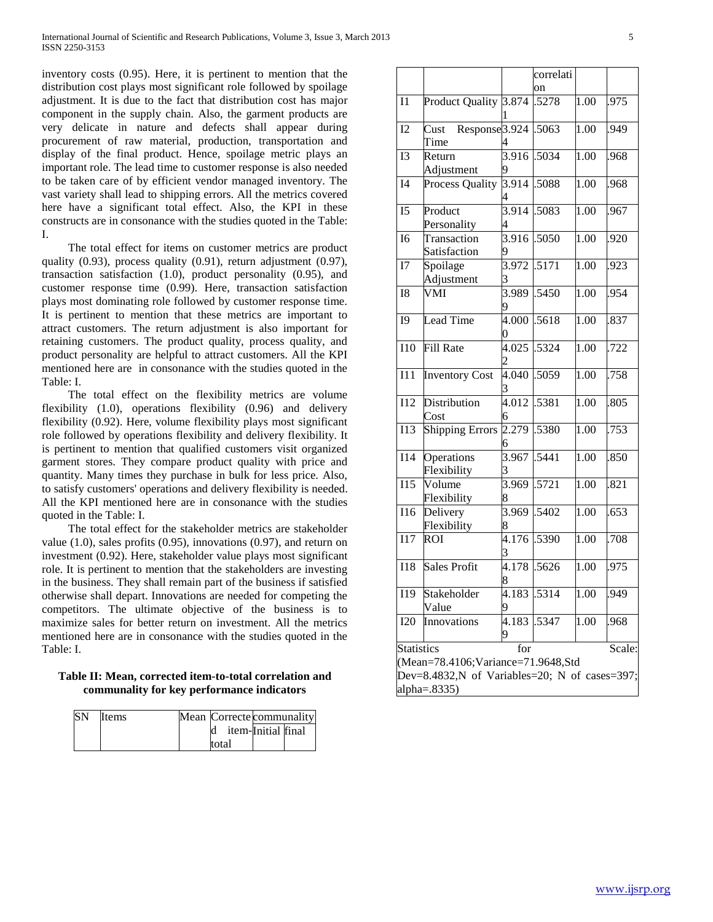inventory costs (0.95). Here, it is pertinent to mention that the distribution cost plays most significant role followed by spoilage adjustment. It is due to the fact that distribution cost has major component in the supply chain. Also, the garment products are very delicate in nature and defects shall appear during procurement of raw material, production, transportation and display of the final product. Hence, spoilage metric plays an important role. The lead time to customer response is also needed to be taken care of by efficient vendor managed inventory. The vast variety shall lead to shipping errors. All the metrics covered here have a significant total effect. Also, the KPI in these constructs are in consonance with the studies quoted in the Table: I.

The total effect for items on customer metrics are product quality (0.93), process quality (0.91), return adjustment (0.97), transaction satisfaction (1.0), product personality (0.95), and customer response time (0.99). Here, transaction satisfaction plays most dominating role followed by customer response time. It is pertinent to mention that these metrics are important to attract customers. The return adjustment is also important for retaining customers. The product quality, process quality, and product personality are helpful to attract customers. All the KPI mentioned here are in consonance with the studies quoted in the Table: I.

The total effect on the flexibility metrics are volume flexibility (1.0), operations flexibility (0.96) and delivery flexibility (0.92). Here, volume flexibility plays most significant role followed by operations flexibility and delivery flexibility. It is pertinent to mention that qualified customers visit organized garment stores. They compare product quality with price and quantity. Many times they purchase in bulk for less price. Also, to satisfy customers' operations and delivery flexibility is needed. All the KPI mentioned here are in consonance with the studies quoted in the Table: I.

The total effect for the stakeholder metrics are stakeholder value (1.0), sales profits (0.95), innovations (0.97), and return on investment (0.92). Here, stakeholder value plays most significant role. It is pertinent to mention that the stakeholders are investing in the business. They shall remain part of the business if satisfied otherwise shall depart. Innovations are needed for competing the competitors. The ultimate objective of the business is to maximize sales for better return on investment. All the metrics mentioned here are in consonance with the studies quoted in the Table: I.

**Table II: Mean, corrected item-to-total correlation and communality for key performance indicators**

| SN | Items | Mean | Corrected item-total correlation | communality Initial | communality final |
|---|---|---|---|---|---|
| I1 | Product Quality | 3.8741 | .5278 | 1.00 | .975 |
| I2 | Cust Response Time | 3.9244 | .5063 | 1.00 | .949 |
| I3 | Return Adjustment | 3.9169 | .5034 | 1.00 | .968 |
| I4 | Process Quality | 3.9144 | .5088 | 1.00 | .968 |
| I5 | Product Personality | 3.9144 | .5083 | 1.00 | .967 |
| I6 | Transaction Satisfaction | 3.9169 | .5050 | 1.00 | .920 |
| I7 | Spoilage Adjustment | 3.9723 | .5171 | 1.00 | .923 |
| I8 | VMI | 3.9899 | .5450 | 1.00 | .954 |
| I9 | Lead Time | 4.0000 | .5618 | 1.00 | .837 |
| I10 | Fill Rate | 4.0252 | .5324 | 1.00 | .722 |
| I11 | Inventory Cost | 4.0403 | .5059 | 1.00 | .758 |
| I12 | Distribution Cost | 4.0126 | .5381 | 1.00 | .805 |
| I13 | Shipping Errors | 2.2796 | .5380 | 1.00 | .753 |
| I14 | Operations Flexibility | 3.9673 | .5441 | 1.00 | .850 |
| I15 | Volume Flexibility | 3.9698 | .5721 | 1.00 | .821 |
| I16 | Delivery Flexibility | 3.9698 | .5402 | 1.00 | .653 |
| I17 | ROI | 4.1763 | .5390 | 1.00 | .708 |
| I18 | Sales Profit | 4.1788 | .5626 | 1.00 | .975 |
| I19 | Stakeholder Value | 4.1839 | .5314 | 1.00 | .949 |
| I20 | Innovations | 4.1839 | .5347 | 1.00 | .968 |

Statistics for Scale: (Mean=78.4106;Variance=71.9648,Std Dev=8.4832,N of Variables=20; N of cases=397; alpha=.8335)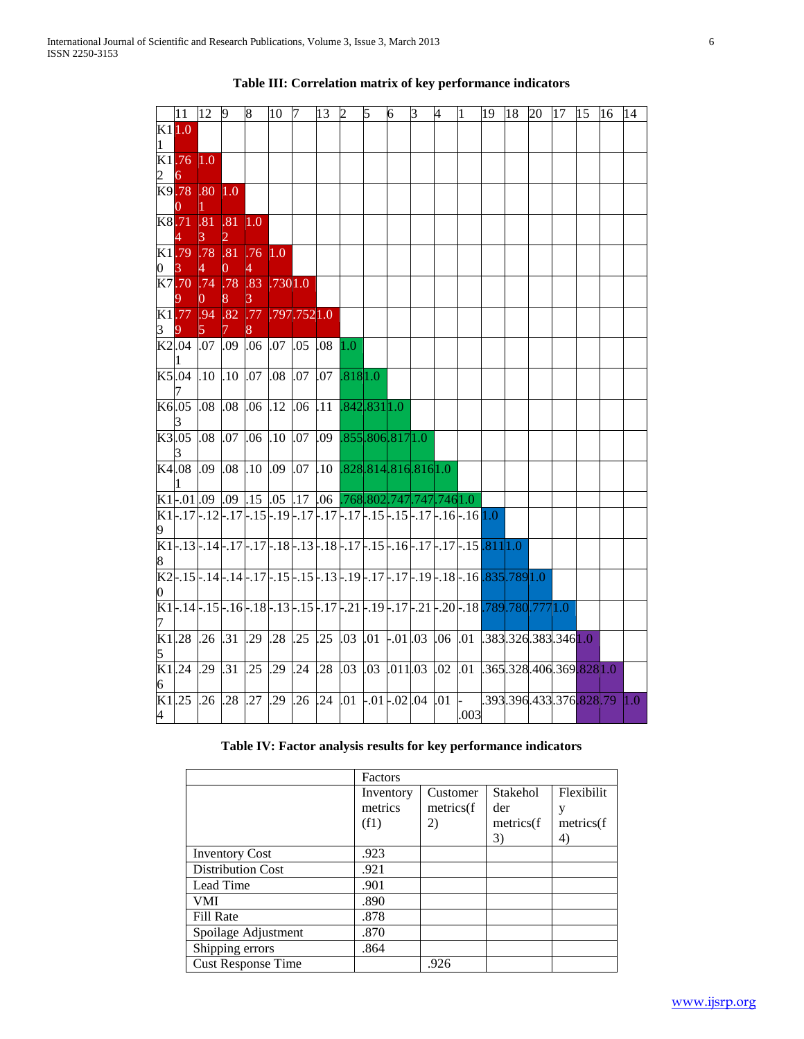**Table III: Correlation matrix of key performance indicators**

| | 11 | 12 | 9 | 8 | 10 | 7 | 13 | 2 | 5 | 6 | 3 | 4 | 1 | 19 | 18 | 20 | 17 | 15 | 16 | 14 |
|---|---|---|---|---|---|---|---|---|---|---|---|---|---|---|---|---|---|---|---|---|
| K11 | 1.0 | | | | | | | | | | | | | | | | | | | |
| K12 | .766 | 1.0 | | | | | | | | | | | | | | | | | | |
| K9 | .780 | .801 | 1.0 | | | | | | | | | | | | | | | | | |
| K8 | .714 | .813 | .812 | 1.0 | | | | | | | | | | | | | | | | |
| K10 | .793 | .784 | .810 | .764 | 1.0 | | | | | | | | | | | | | | | |
| K7 | .709 | .740 | .788 | .833 | .730 | 1.0 | | | | | | | | | | | | | | |
| K13 | .779 | .945 | .827 | .778 | .797 | .752 | 1.0 | | | | | | | | | | | | | |
| K2 | .041 | .07 | .09 | .06 | .07 | .05 | .08 | 1.0 | | | | | | | | | | | | |
| K5 | .047 | .10 | .10 | .07 | .08 | .07 | .07 | .818 | 1.0 | | | | | | | | | | | |
| K6 | .053 | .08 | .08 | .06 | .12 | .06 | .11 | .842 | .831 | 1.0 | | | | | | | | | | |
| K3 | .053 | .08 | .07 | .06 | .10 | .07 | .09 | .855 | .806 | .817 | 1.0 | | | | | | | | | |
| K4 | .081 | .09 | .08 | .10 | .09 | .07 | .10 | .828 | .814 | .816 | .816 | 1.0 | | | | | | | | |
| K1 | -.01 | .09 | .09 | .15 | .05 | .17 | .06 | .768 | .802 | .747 | .747 | .746 | 1.0 | | | | | | | |
| K19 | -.17 | -.12 | -.17 | -.15 | -.19 | -.17 | -.17 | -.17 | -.15 | -.15 | -.17 | -.16 | -.16 | 1.0 | | | | | | |
| K18 | -.13 | -.14 | -.17 | -.17 | -.18 | -.13 | -.18 | -.17 | -.15 | -.16 | -.17 | -.17 | -.15 | .811 | 1.0 | | | | | |
| K20 | -.15 | -.14 | -.14 | -.17 | -.15 | -.15 | -.13 | -.19 | -.17 | -.17 | -.19 | -.18 | -.16 | .835 | .789 | 1.0 | | | | |
| K17 | -.14 | -.15 | -.16 | -.18 | -.13 | -.15 | -.17 | -.21 | -.19 | -.17 | -.21 | -.20 | -.18 | .789 | .780 | .777 | 1.0 | | | |
| K15 | .28 | .26 | .31 | .29 | .28 | .25 | .25 | .03 | .01 | -.01 | .03 | .06 | .01 | .383 | .326 | .383 | .346 | 1.0 | | |
| K16 | .24 | .29 | .31 | .25 | .29 | .24 | .28 | .03 | .03 | .011 | .03 | .02 | .01 | .365 | .328 | .406 | .369 | .828 | 1.0 | |
| K14 | .25 | .26 | .28 | .27 | .29 | .26 | .24 | .01 | -.01 | -.02 | .04 | .01 | -.003 | .393 | .396 | .433 | .376 | .828 | .79 | 1.0 |

**Table IV: Factor analysis results for key performance indicators**

| | Factors | | | |
|---|---|---|---|---|
| | Inventory metrics (f1) | Customer metrics(f2) | Stakeholder metrics(f3) | Flexibility metrics(f4) |
| Inventory Cost | .923 | | | |
| Distribution Cost | .921 | | | |
| Lead Time | .901 | | | |
| VMI | .890 | | | |
| Fill Rate | .878 | | | |
| Spoilage Adjustment | .870 | | | |
| Shipping errors | .864 | | | |
| Cust Response Time | | .926 | | |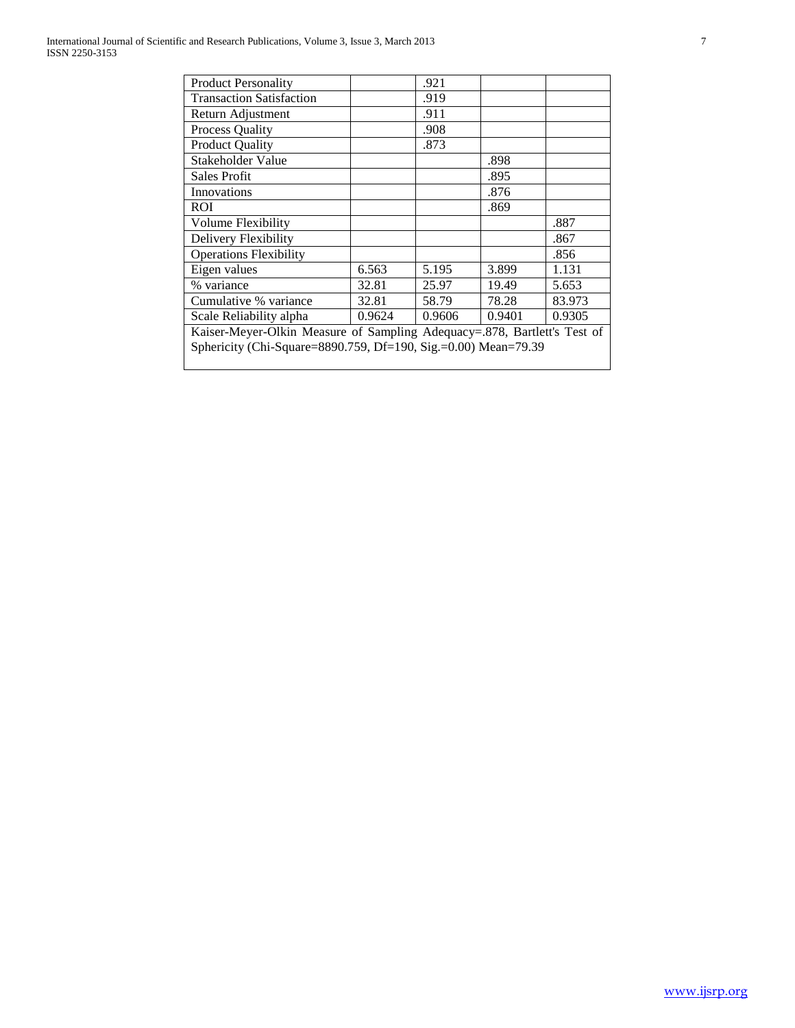| | | | | |
|---|---|---|---|---|
| Product Personality | | .921 | | |
| Transaction Satisfaction | | .919 | | |
| Return Adjustment | | .911 | | |
| Process Quality | | .908 | | |
| Product Quality | | .873 | | |
| Stakeholder Value | | | .898 | |
| Sales Profit | | | .895 | |
| Innovations | | | .876 | |
| ROI | | | .869 | |
| Volume Flexibility | | | | .887 |
| Delivery Flexibility | | | | .867 |
| Operations Flexibility | | | | .856 |
| Eigen values | 6.563 | 5.195 | 3.899 | 1.131 |
| % variance | 32.81 | 25.97 | 19.49 | 5.653 |
| Cumulative % variance | 32.81 | 58.79 | 78.28 | 83.973 |
| Scale Reliability alpha | 0.9624 | 0.9606 | 0.9401 | 0.9305 |

Kaiser-Meyer-Olkin Measure of Sampling Adequacy=.878, Bartlett's Test of Sphericity (Chi-Square=8890.759, Df=190, Sig.=0.00) Mean=79.39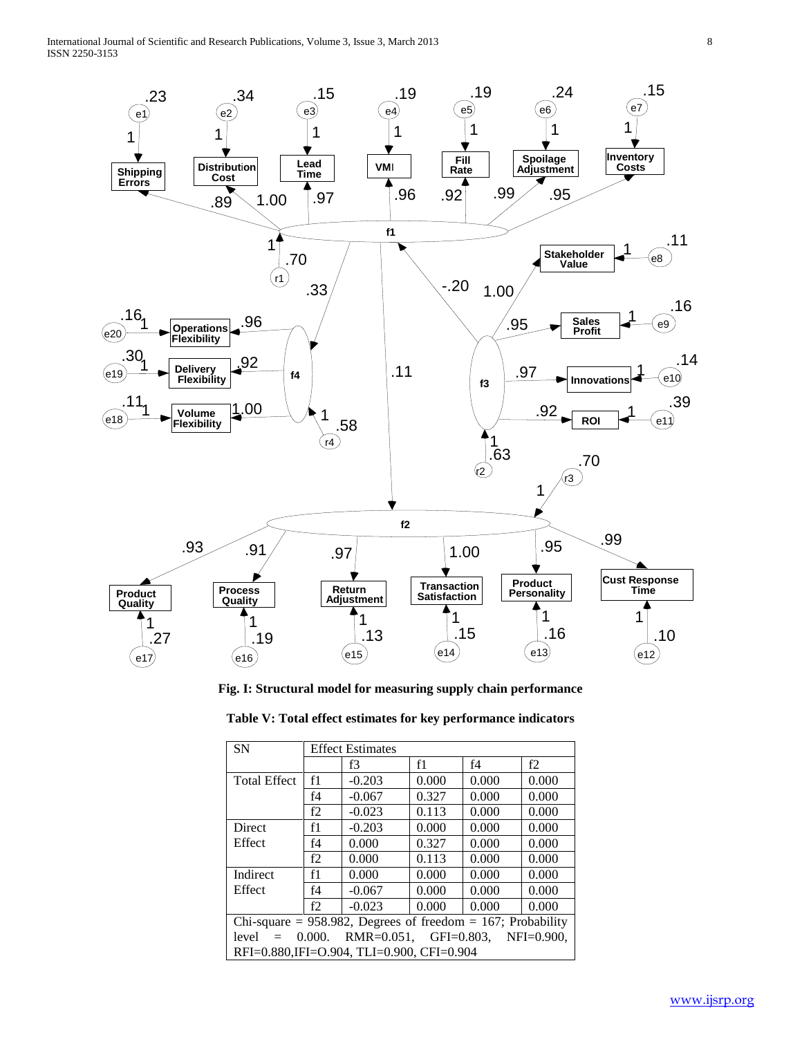**Fig. I: Structural model for measuring supply chain performance**

**Table V: Total effect estimates for key performance indicators**

| SN | Effect Estimates | | | | |
|---|---|---|---|---|---|
| | | f3 | f1 | f4 | f2 |
| Total Effect | f1 | -0.203 | 0.000 | 0.000 | 0.000 |
| | f4 | -0.067 | 0.327 | 0.000 | 0.000 |
| | f2 | -0.023 | 0.113 | 0.000 | 0.000 |
| Direct Effect | f1 | -0.203 | 0.000 | 0.000 | 0.000 |
| | f4 | 0.000 | 0.327 | 0.000 | 0.000 |
| | f2 | 0.000 | 0.113 | 0.000 | 0.000 |
| Indirect Effect | f1 | 0.000 | 0.000 | 0.000 | 0.000 |
| | f4 | -0.067 | 0.000 | 0.000 | 0.000 |
| | f2 | -0.023 | 0.000 | 0.000 | 0.000 |
| Chi-square = 958.982, Degrees of freedom = 167; Probability level = 0.000. RMR=0.051, GFI=0.803, NFI=0.900, RFI=0.880,IFI=O.904, TLI=0.900, CFI=0.904 | | | | | |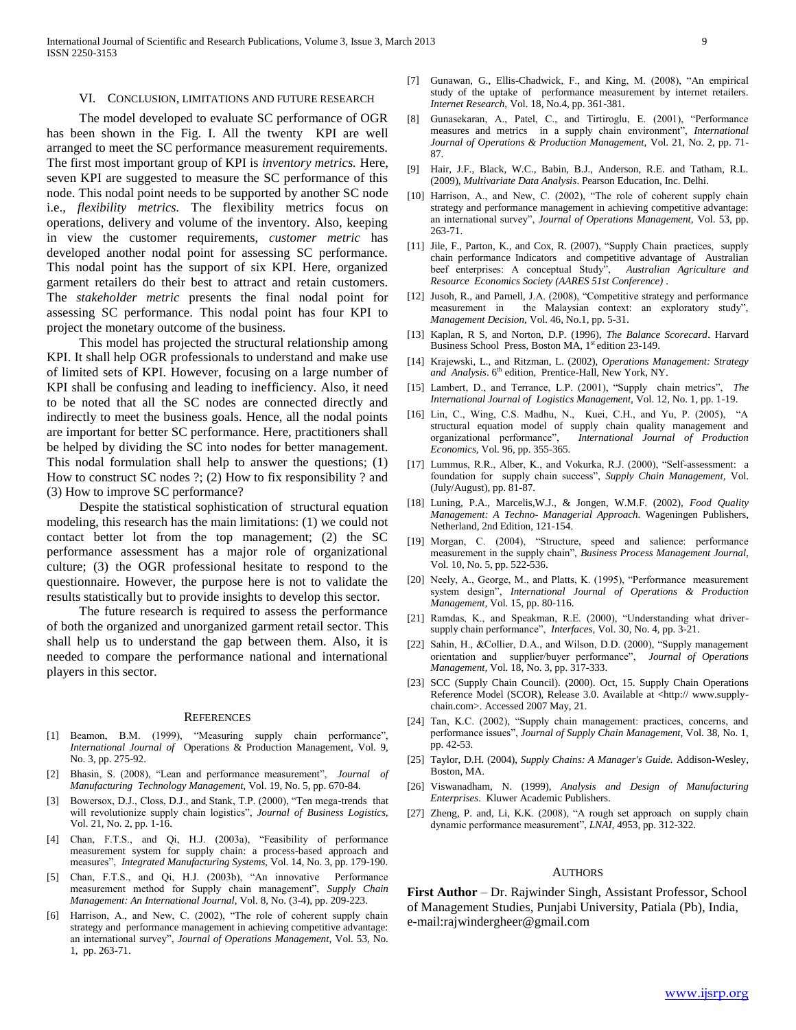## VI. Conclusion, Limitations and Future Research

The model developed to evaluate SC performance of OGR has been shown in the Fig. I. All the twenty KPI are well arranged to meet the SC performance measurement requirements. The first most important group of KPI is *inventory metrics.* Here, seven KPI are suggested to measure the SC performance of this node. This nodal point needs to be supported by another SC node i.e., *flexibility metrics.* The flexibility metrics focus on operations, delivery and volume of the inventory. Also, keeping in view the customer requirements, *customer metric* has developed another nodal point for assessing SC performance. This nodal point has the support of six KPI. Here, organized garment retailers do their best to attract and retain customers. The *stakeholder metric* presents the final nodal point for assessing SC performance. This nodal point has four KPI to project the monetary outcome of the business.

This model has projected the structural relationship among KPI. It shall help OGR professionals to understand and make use of limited sets of KPI. However, focusing on a large number of KPI shall be confusing and leading to inefficiency. Also, it need to be noted that all the SC nodes are connected directly and indirectly to meet the business goals. Hence, all the nodal points are important for better SC performance. Here, practitioners shall be helped by dividing the SC into nodes for better management. This nodal formulation shall help to answer the questions; (1) How to construct SC nodes ?; (2) How to fix responsibility ? and (3) How to improve SC performance?

Despite the statistical sophistication of structural equation modeling, this research has the main limitations: (1) we could not contact better lot from the top management; (2) the SC performance assessment has a major role of organizational culture; (3) the OGR professional hesitate to respond to the questionnaire. However, the purpose here is not to validate the results statistically but to provide insights to develop this sector.

The future research is required to assess the performance of both the organized and unorganized garment retail sector. This shall help us to understand the gap between them. Also, it is needed to compare the performance national and international players in this sector.

## References

[1] Beamon, B.M. (1999), "Measuring supply chain performance", *International Journal of* Operations & Production Management, Vol. 9, No. 3, pp. 275-92.

[2] Bhasin, S. (2008), "Lean and performance measurement", *Journal of Manufacturing Technology Management,* Vol. 19, No. 5, pp. 670-84.

[3] Bowersox, D.J., Closs, D.J., and Stank, T.P. (2000), "Ten mega-trends that will revolutionize supply chain logistics", *Journal of Business Logistics,* Vol. 21, No. 2, pp. 1-16.

[4] Chan, F.T.S., and Qi, H.J. (2003a), "Feasibility of performance measurement system for supply chain: a process-based approach and measures", *Integrated Manufacturing Systems,* Vol. 14, No. 3, pp. 179-190.

[5] Chan, F.T.S., and Qi, H.J. (2003b), "An innovative Performance measurement method for Supply chain management", *Supply Chain Management: An International Journal,* Vol. 8, No. (3-4), pp. 209-223.

[6] Harrison, A., and New, C. (2002), "The role of coherent supply chain strategy and performance management in achieving competitive advantage: an international survey", *Journal of Operations Management,* Vol. 53, No. 1, pp. 263-71.

[7] Gunawan, G., Ellis-Chadwick, F., and King, M. (2008), "An empirical study of the uptake of performance measurement by internet retailers. *Internet Research,* Vol. 18, No.4, pp. 361-381.

[8] Gunasekaran, A., Patel, C., and Tirtiroglu, E. (2001), "Performance measures and metrics in a supply chain environment", *International Journal of Operations & Production Management,* Vol. 21, No. 2, pp. 71-87.

[9] Hair, J.F., Black, W.C., Babin, B.J., Anderson, R.E. and Tatham, R.L. (2009), *Multivariate Data Analysis*. Pearson Education, Inc. Delhi.

[10] Harrison, A., and New, C. (2002), "The role of coherent supply chain strategy and performance management in achieving competitive advantage: an international survey", *Journal of Operations Management,* Vol. 53, pp. 263-71.

[11] Jile, F., Parton, K., and Cox, R. (2007), "Supply Chain practices, supply chain performance Indicators and competitive advantage of Australian beef enterprises: A conceptual Study", *Australian Agriculture and Resource Economics Society (AARES 51st Conference)* .

[12] Jusoh, R., and Parnell, J.A. (2008), "Competitive strategy and performance measurement in the Malaysian context: an exploratory study", *Management Decision,* Vol. 46, No.1, pp. 5-31.

[13] Kaplan, R S, and Norton, D.P. (1996), *The Balance Scorecard*. Harvard Business School Press, Boston MA, 1st edition 23-149.

[14] Krajewski, L., and Ritzman, L. (2002), *Operations Management: Strategy and Analysis*. 6th edition, Prentice-Hall, New York, NY.

[15] Lambert, D., and Terrance, L.P. (2001), "Supply chain metrics", *The International Journal of Logistics Management,* Vol. 12, No. 1, pp. 1-19.

[16] Lin, C., Wing, C.S. Madhu, N., Kuei, C.H., and Yu, P. (2005), "A structural equation model of supply chain quality management and organizational performance", *International Journal of Production Economics,* Vol. 96, pp. 355-365.

[17] Lummus, R.R., Alber, K., and Vokurka, R.J. (2000), "Self-assessment: a foundation for supply chain success", *Supply Chain Management,* Vol. (July/August), pp. 81-87.

[18] Luning, P.A., Marcelis,W.J., & Jongen, W.M.F. (2002), *Food Quality Management: A Techno- Managerial Approach.* Wageningen Publishers, Netherland, 2nd Edition, 121-154.

[19] Morgan, C. (2004), "Structure, speed and salience: performance measurement in the supply chain", *Business Process Management Journal,* Vol. 10, No. 5, pp. 522-536.

[20] Neely, A., George, M., and Platts, K. (1995), "Performance measurement system design", *International Journal of Operations & Production Management,* Vol. 15, pp. 80-116.

[21] Ramdas, K., and Speakman, R.E. (2000), "Understanding what driver-supply chain performance", *Interfaces,* Vol. 30, No. 4, pp. 3-21.

[22] Sahin, H., &Collier, D.A., and Wilson, D.D. (2000), "Supply management orientation and supplier/buyer performance", *Journal of Operations Management,* Vol. 18, No. 3, pp. 317-333.

[23] SCC (Supply Chain Council). (2000). Oct, 15. Supply Chain Operations Reference Model (SCOR), Release 3.0. Available at <http:// www.supply-chain.com>. Accessed 2007 May, 21.

[24] Tan, K.C. (2002), "Supply chain management: practices, concerns, and performance issues", *Journal of Supply Chain Management,* Vol. 38, No. 1, pp. 42-53.

[25] Taylor, D.H. (2004), *Supply Chains: A Manager's Guide.* Addison-Wesley, Boston, MA.

[26] Viswanadham, N. (1999), *Analysis and Design of Manufacturing Enterprises*. Kluwer Academic Publishers.

[27] Zheng, P. and, Li, K.K. (2008), "A rough set approach on supply chain dynamic performance measurement", *LNAI,* 4953, pp. 312-322.

## Authors

**First Author** – Dr. Rajwinder Singh, Assistant Professor, School of Management Studies, Punjabi University, Patiala (Pb), India, e-mail:rajwindergheer@gmail.com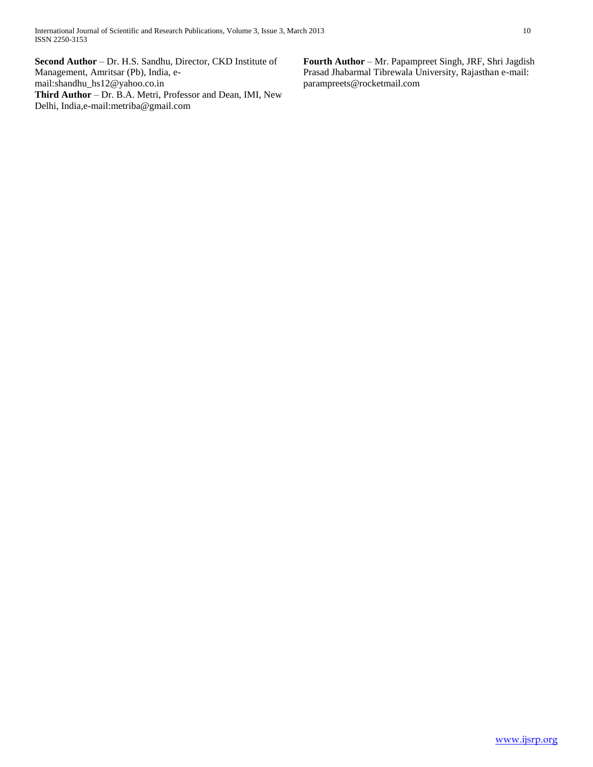**Second Author** – Dr. H.S. Sandhu, Director, CKD Institute of Management, Amritsar (Pb), India, e-mail:shandhu_hs12@yahoo.co.in

**Third Author** – Dr. B.A. Metri, Professor and Dean, IMI, New Delhi, India,e-mail:metriba@gmail.com

**Fourth Author** – Mr. Papampreet Singh, JRF, Shri Jagdish Prasad Jhabarmal Tibrewala University, Rajasthan e-mail: parampreets@rocketmail.com